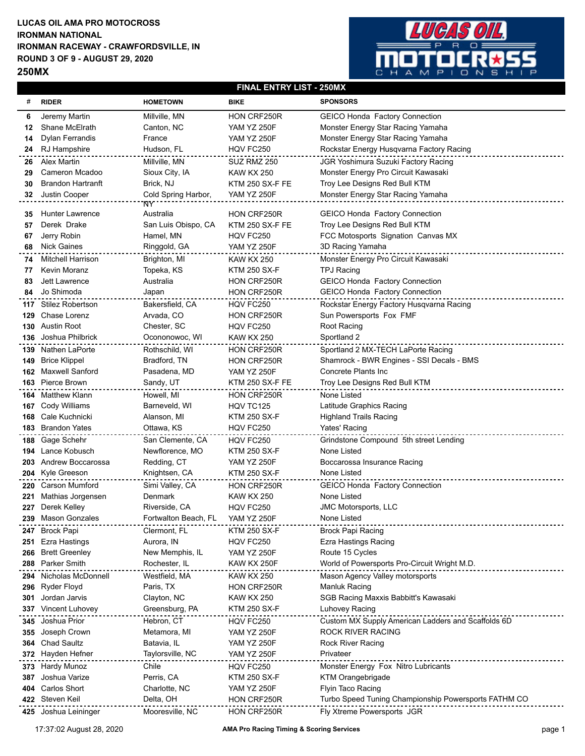**LUCAS OIL AMA PRO MOTOCROSS**
**IRONMAN NATIONAL**
**IRONMAN RACEWAY - CRAWFORDSVILLE, IN**
**ROUND 3 OF 9 - AUGUST 29, 2020**

## 250MX

### FINAL ENTRY LIST - 250MX

| # | RIDER | HOMETOWN | BIKE | SPONSORS |
|---|---|---|---|---|
| 6 | Jeremy Martin | Millville, MN | HON CRF250R | GEICO Honda Factory Connection |
| 12 | Shane McElrath | Canton, NC | YAM YZ 250F | Monster Energy Star Racing Yamaha |
| 14 | Dylan Ferrandis | France | YAM YZ 250F | Monster Energy Star Racing Yamaha |
| 24 | RJ Hampshire | Hudson, FL | HQV FC250 | Rockstar Energy Husqvarna Factory Racing |
| 26 | Alex Martin | Millville, MN | SUZ RMZ 250 | JGR Yoshimura Suzuki Factory Racing |
| 29 | Cameron Mcadoo | Sioux City, IA | KAW KX 250 | Monster Energy Pro Circuit Kawasaki |
| 30 | Brandon Hartranft | Brick, NJ | KTM 250 SX-F FE | Troy Lee Designs Red Bull KTM |
| 32 | Justin Cooper | Cold Spring Harbor, NY | YAM YZ 250F | Monster Energy Star Racing Yamaha |
| 35 | Hunter Lawrence | Australia | HON CRF250R | GEICO Honda Factory Connection |
| 57 | Derek Drake | San Luis Obispo, CA | KTM 250 SX-F FE | Troy Lee Designs Red Bull KTM |
| 67 | Jerry Robin | Hamel, MN | HQV FC250 | FCC Motosports Signation Canvas MX |
| 68 | Nick Gaines | Ringgold, GA | YAM YZ 250F | 3D Racing Yamaha |
| 74 | Mitchell Harrison | Brighton, MI | KAW KX 250 | Monster Energy Pro Circuit Kawasaki |
| 77 | Kevin Moranz | Topeka, KS | KTM 250 SX-F | TPJ Racing |
| 83 | Jett Lawrence | Australia | HON CRF250R | GEICO Honda Factory Connection |
| 84 | Jo Shimoda | Japan | HON CRF250R | GEICO Honda Factory Connection |
| 117 | Stilez Robertson | Bakersfield, CA | HQV FC250 | Rockstar Energy Factory Husqvarna Racing |
| 129 | Chase Lorenz | Arvada, CO | HON CRF250R | Sun Powersports Fox FMF |
| 130 | Austin Root | Chester, SC | HQV FC250 | Root Racing |
| 136 | Joshua Philbrick | Ocononowoc, WI | KAW KX 250 | Sportland 2 |
| 139 | Nathen LaPorte | Rothschild, WI | HON CRF250R | Sportland 2 MX-TECH LaPorte Racing |
| 149 | Brice Klippel | Bradford, TN | HON CRF250R | Shamrock - BWR Engines - SSI Decals - BMS |
| 162 | Maxwell Sanford | Pasadena, MD | YAM YZ 250F | Concrete Plants Inc |
| 163 | Pierce Brown | Sandy, UT | KTM 250 SX-F FE | Troy Lee Designs Red Bull KTM |
| 164 | Matthew Klann | Howell, MI | HON CRF250R | None Listed |
| 167 | Cody Williams | Barneveld, WI | HQV TC125 | Latitude Graphics Racing |
| 168 | Cale Kuchnicki | Alanson, MI | KTM 250 SX-F | Highland Trails Racing |
| 183 | Brandon Yates | Ottawa, KS | HQV FC250 | Yates' Racing |
| 188 | Gage Schehr | San Clemente, CA | HQV FC250 | Grindstone Compound 5th street Lending |
| 194 | Lance Kobusch | Newflorence, MO | KTM 250 SX-F | None Listed |
| 203 | Andrew Boccarossa | Redding, CT | YAM YZ 250F | Boccarossa Insurance Racing |
| 204 | Kyle Greeson | Knightsen, CA | KTM 250 SX-F | None Listed |
| 220 | Carson Mumford | Simi Valley, CA | HON CRF250R | GEICO Honda Factory Connection |
| 221 | Mathias Jorgensen | Denmark | KAW KX 250 | None Listed |
| 227 | Derek Kelley | Riverside, CA | HQV FC250 | JMC Motorsports, LLC |
| 239 | Mason Gonzales | Fortwalton Beach, FL | YAM YZ 250F | None Listed |
| 247 | Brock Papi | Clermont, FL | KTM 250 SX-F | Brock Papi Racing |
| 251 | Ezra Hastings | Aurora, IN | HQV FC250 | Ezra Hastings Racing |
| 266 | Brett Greenley | New Memphis, IL | YAM YZ 250F | Route 15 Cycles |
| 288 | Parker Smith | Rochester, IL | KAW KX 250F | World of Powersports Pro-Circuit Wright M.D. |
| 294 | Nicholas McDonnell | Westfield, MA | KAW KX 250 | Mason Agency Valley motorsports |
| 296 | Ryder Floyd | Paris, TX | HON CRF250R | Manluk Racing |
| 301 | Jordan Jarvis | Clayton, NC | KAW KX 250 | SGB Racing Maxxis Babbitt's Kawasaki |
| 337 | Vincent Luhovey | Greensburg, PA | KTM 250 SX-F | Luhovey Racing |
| 345 | Joshua Prior | Hebron, CT | HQV FC250 | Custom MX Supply American Ladders and Scaffolds 6D |
| 355 | Joseph Crown | Metamora, MI | YAM YZ 250F | ROCK RIVER RACING |
| 364 | Chad Saultz | Batavia, IL | YAM YZ 250F | Rock River Racing |
| 372 | Hayden Hefner | Taylorsville, NC | YAM YZ 250F | Privateer |
| 373 | Hardy Munoz | Chile | HQV FC250 | Monster Energy Fox Nitro Lubricants |
| 387 | Joshua Varize | Perris, CA | KTM 250 SX-F | KTM Orangebrigade |
| 404 | Carlos Short | Charlotte, NC | YAM YZ 250F | Flyin Taco Racing |
| 422 | Steven Keil | Delta, OH | HON CRF250R | Turbo Speed Tuning Championship Powersports FATHM CO |
| 425 | Joshua Leininger | Mooresville, NC | HON CRF250R | Fly Xtreme Powersports JGR |

17:37:02 August 28, 2020 — AMA Pro Racing Timing & Scoring Services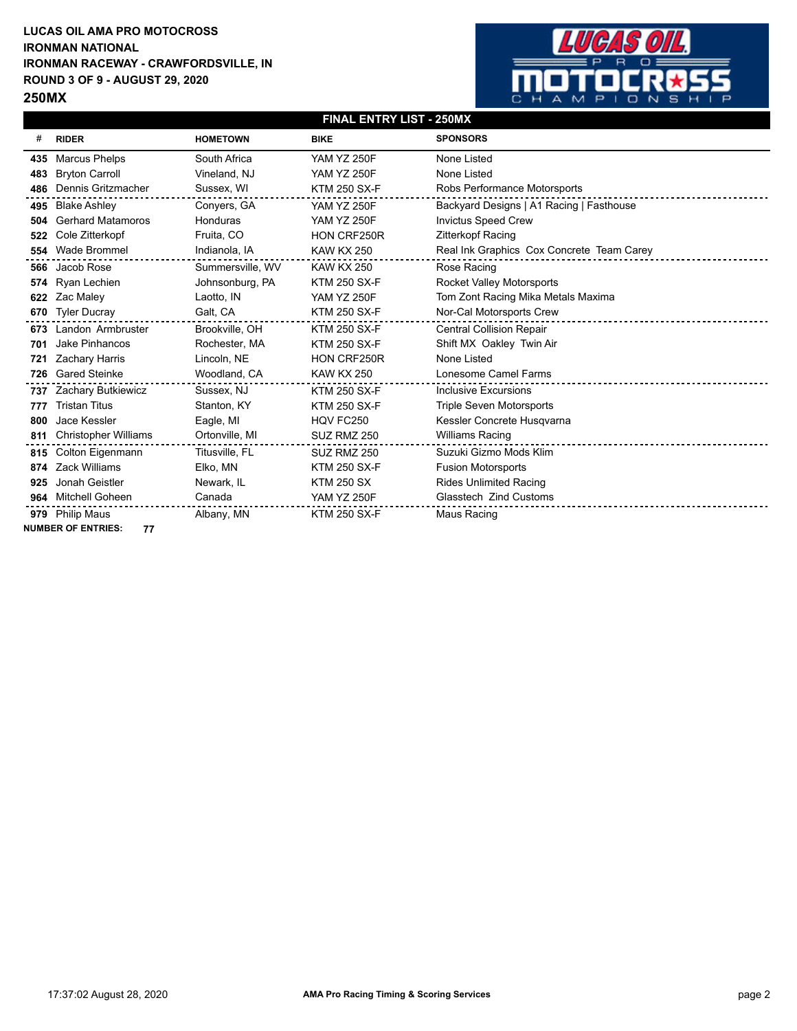**LUCAS OIL AMA PRO MOTOCROSS**
**IRONMAN NATIONAL**
**IRONMAN RACEWAY - CRAWFORDSVILLE, IN**
**ROUND 3 OF 9 - AUGUST 29, 2020**
## 250MX

**FINAL ENTRY LIST - 250MX**

| # | RIDER | HOMETOWN | BIKE | SPONSORS |
|---|---|---|---|---|
| 435 | Marcus Phelps | South Africa | YAM YZ 250F | None Listed |
| 483 | Bryton Carroll | Vineland, NJ | YAM YZ 250F | None Listed |
| 486 | Dennis Gritzmacher | Sussex, WI | KTM 250 SX-F | Robs Performance Motorsports |
| 495 | Blake Ashley | Conyers, GA | YAM YZ 250F | Backyard Designs \| A1 Racing \| Fasthouse |
| 504 | Gerhard Matamoros | Honduras | YAM YZ 250F | Invictus Speed Crew |
| 522 | Cole Zitterkopf | Fruita, CO | HON CRF250R | Zitterkopf Racing |
| 554 | Wade Brommel | Indianola, IA | KAW KX 250 | Real Ink Graphics Cox Concrete Team Carey |
| 566 | Jacob Rose | Summersville, WV | KAW KX 250 | Rose Racing |
| 574 | Ryan Lechien | Johnsonburg, PA | KTM 250 SX-F | Rocket Valley Motorsports |
| 622 | Zac Maley | Laotto, IN | YAM YZ 250F | Tom Zont Racing Mika Metals Maxima |
| 670 | Tyler Ducray | Galt, CA | KTM 250 SX-F | Nor-Cal Motorsports Crew |
| 673 | Landon Armbruster | Brookville, OH | KTM 250 SX-F | Central Collision Repair |
| 701 | Jake Pinhancos | Rochester, MA | KTM 250 SX-F | Shift MX Oakley Twin Air |
| 721 | Zachary Harris | Lincoln, NE | HON CRF250R | None Listed |
| 726 | Gared Steinke | Woodland, CA | KAW KX 250 | Lonesome Camel Farms |
| 737 | Zachary Butkiewicz | Sussex, NJ | KTM 250 SX-F | Inclusive Excursions |
| 777 | Tristan Titus | Stanton, KY | KTM 250 SX-F | Triple Seven Motorsports |
| 800 | Jace Kessler | Eagle, MI | HQV FC250 | Kessler Concrete Husqvarna |
| 811 | Christopher Williams | Ortonville, MI | SUZ RMZ 250 | Williams Racing |
| 815 | Colton Eigenmann | Titusville, FL | SUZ RMZ 250 | Suzuki Gizmo Mods Klim |
| 874 | Zack Williams | Elko, MN | KTM 250 SX-F | Fusion Motorsports |
| 925 | Jonah Geistler | Newark, IL | KTM 250 SX | Rides Unlimited Racing |
| 964 | Mitchell Goheen | Canada | YAM YZ 250F | Glasstech Zind Customs |
| 979 | Philip Maus | Albany, MN | KTM 250 SX-F | Maus Racing |

**NUMBER OF ENTRIES: 77**

17:37:02 August 28, 2020 | **AMA Pro Racing Timing & Scoring Services**